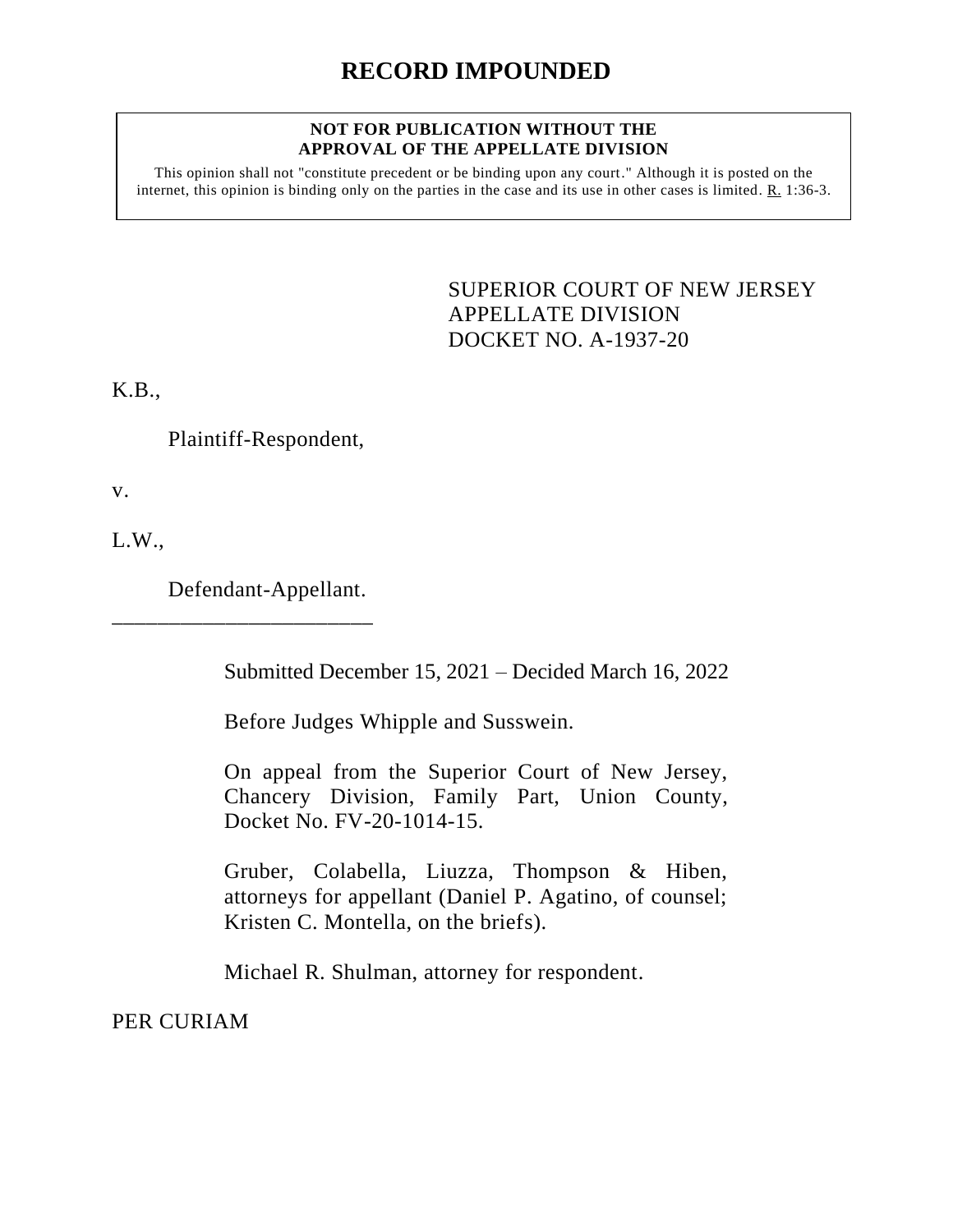# RECORD IMPOUNDED

**NOT FOR PUBLICATION WITHOUT THE APPROVAL OF THE APPELLATE DIVISION**

This opinion shall not "constitute precedent or be binding upon any court." Although it is posted on the internet, this opinion is binding only on the parties in the case and its use in other cases is limited. R. 1:36-3.

SUPERIOR COURT OF NEW JERSEY
APPELLATE DIVISION
DOCKET NO. A-1937-20

K.B.,

Plaintiff-Respondent,

v.

L.W.,

Defendant-Appellant.

________________________

Submitted December 15, 2021 – Decided March 16, 2022

Before Judges Whipple and Susswein.

On appeal from the Superior Court of New Jersey, Chancery Division, Family Part, Union County, Docket No. FV-20-1014-15.

Gruber, Colabella, Liuzza, Thompson & Hiben, attorneys for appellant (Daniel P. Agatino, of counsel; Kristen C. Montella, on the briefs).

Michael R. Shulman, attorney for respondent.

PER CURIAM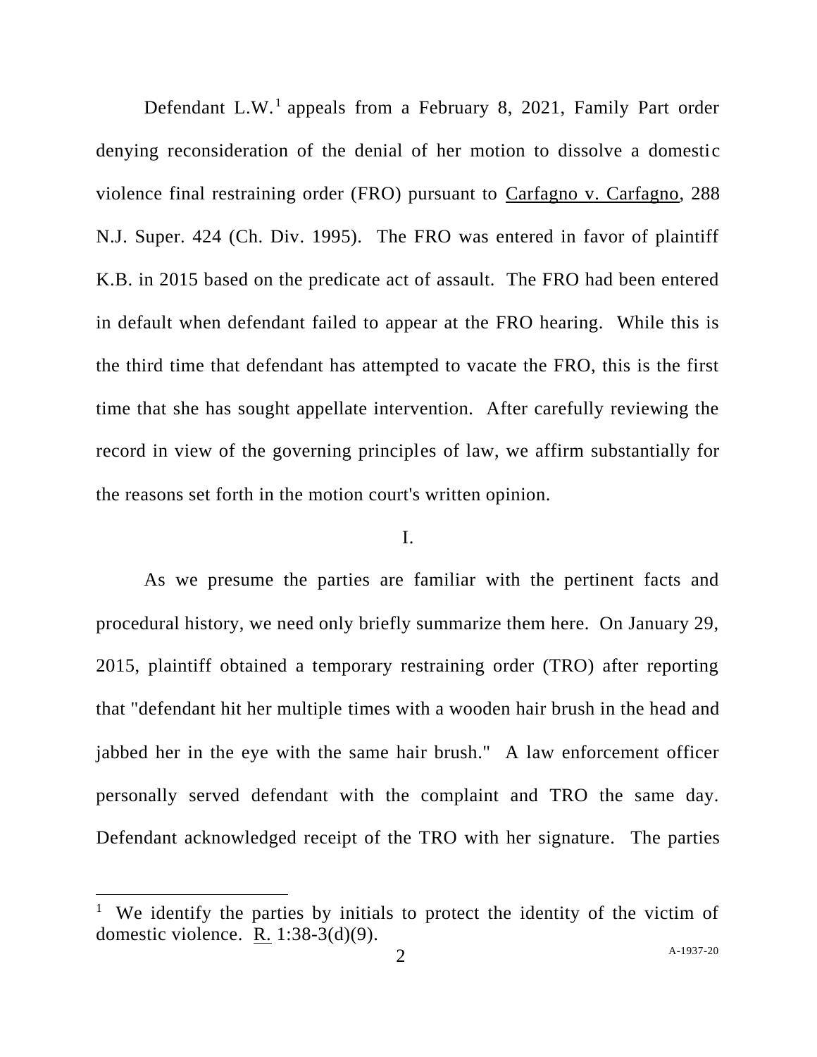Defendant L.W.[1] appeals from a February 8, 2021, Family Part order denying reconsideration of the denial of her motion to dissolve a domestic violence final restraining order (FRO) pursuant to Carfagno v. Carfagno, 288 N.J. Super. 424 (Ch. Div. 1995). The FRO was entered in favor of plaintiff K.B. in 2015 based on the predicate act of assault. The FRO had been entered in default when defendant failed to appear at the FRO hearing. While this is the third time that defendant has attempted to vacate the FRO, this is the first time that she has sought appellate intervention. After carefully reviewing the record in view of the governing principles of law, we affirm substantially for the reasons set forth in the motion court's written opinion.

## I.

As we presume the parties are familiar with the pertinent facts and procedural history, we need only briefly summarize them here. On January 29, 2015, plaintiff obtained a temporary restraining order (TRO) after reporting that "defendant hit her multiple times with a wooden hair brush in the head and jabbed her in the eye with the same hair brush." A law enforcement officer personally served defendant with the complaint and TRO the same day. Defendant acknowledged receipt of the TRO with her signature. The parties

---

[1] We identify the parties by initials to protect the identity of the victim of domestic violence. R. 1:38-3(d)(9).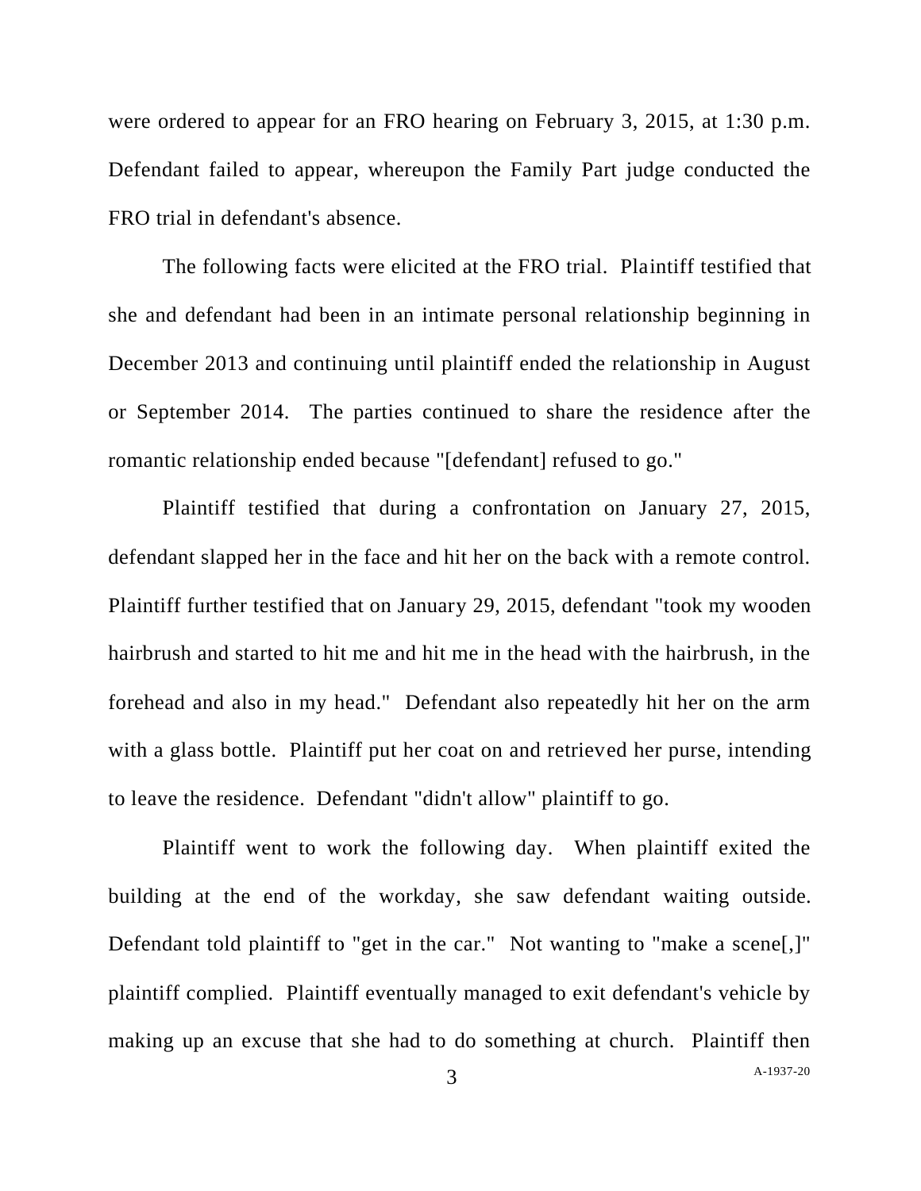were ordered to appear for an FRO hearing on February 3, 2015, at 1:30 p.m. Defendant failed to appear, whereupon the Family Part judge conducted the FRO trial in defendant's absence.

The following facts were elicited at the FRO trial. Plaintiff testified that she and defendant had been in an intimate personal relationship beginning in December 2013 and continuing until plaintiff ended the relationship in August or September 2014. The parties continued to share the residence after the romantic relationship ended because "[defendant] refused to go."

Plaintiff testified that during a confrontation on January 27, 2015, defendant slapped her in the face and hit her on the back with a remote control. Plaintiff further testified that on January 29, 2015, defendant "took my wooden hairbrush and started to hit me and hit me in the head with the hairbrush, in the forehead and also in my head." Defendant also repeatedly hit her on the arm with a glass bottle. Plaintiff put her coat on and retrieved her purse, intending to leave the residence. Defendant "didn't allow" plaintiff to go.

Plaintiff went to work the following day. When plaintiff exited the building at the end of the workday, she saw defendant waiting outside. Defendant told plaintiff to "get in the car." Not wanting to "make a scene[,]" plaintiff complied. Plaintiff eventually managed to exit defendant's vehicle by making up an excuse that she had to do something at church. Plaintiff then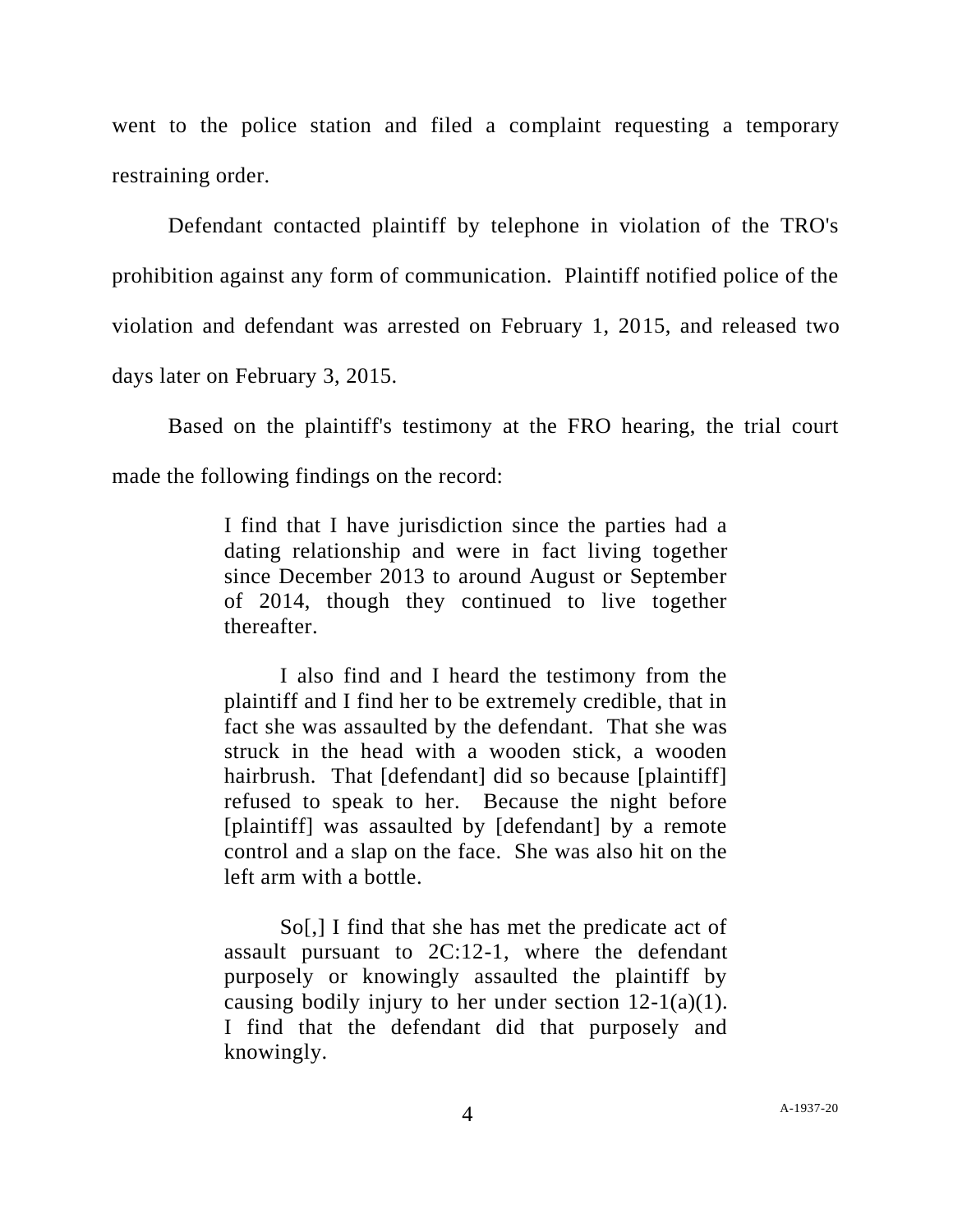went to the police station and filed a complaint requesting a temporary restraining order.

Defendant contacted plaintiff by telephone in violation of the TRO's prohibition against any form of communication. Plaintiff notified police of the violation and defendant was arrested on February 1, 2015, and released two days later on February 3, 2015.

Based on the plaintiff's testimony at the FRO hearing, the trial court made the following findings on the record:

> I find that I have jurisdiction since the parties had a dating relationship and were in fact living together since December 2013 to around August or September of 2014, though they continued to live together thereafter.
>
> I also find and I heard the testimony from the plaintiff and I find her to be extremely credible, that in fact she was assaulted by the defendant. That she was struck in the head with a wooden stick, a wooden hairbrush. That [defendant] did so because [plaintiff] refused to speak to her. Because the night before [plaintiff] was assaulted by [defendant] by a remote control and a slap on the face. She was also hit on the left arm with a bottle.
>
> So[,] I find that she has met the predicate act of assault pursuant to 2C:12-1, where the defendant purposely or knowingly assaulted the plaintiff by causing bodily injury to her under section 12-1(a)(1). I find that the defendant did that purposely and knowingly.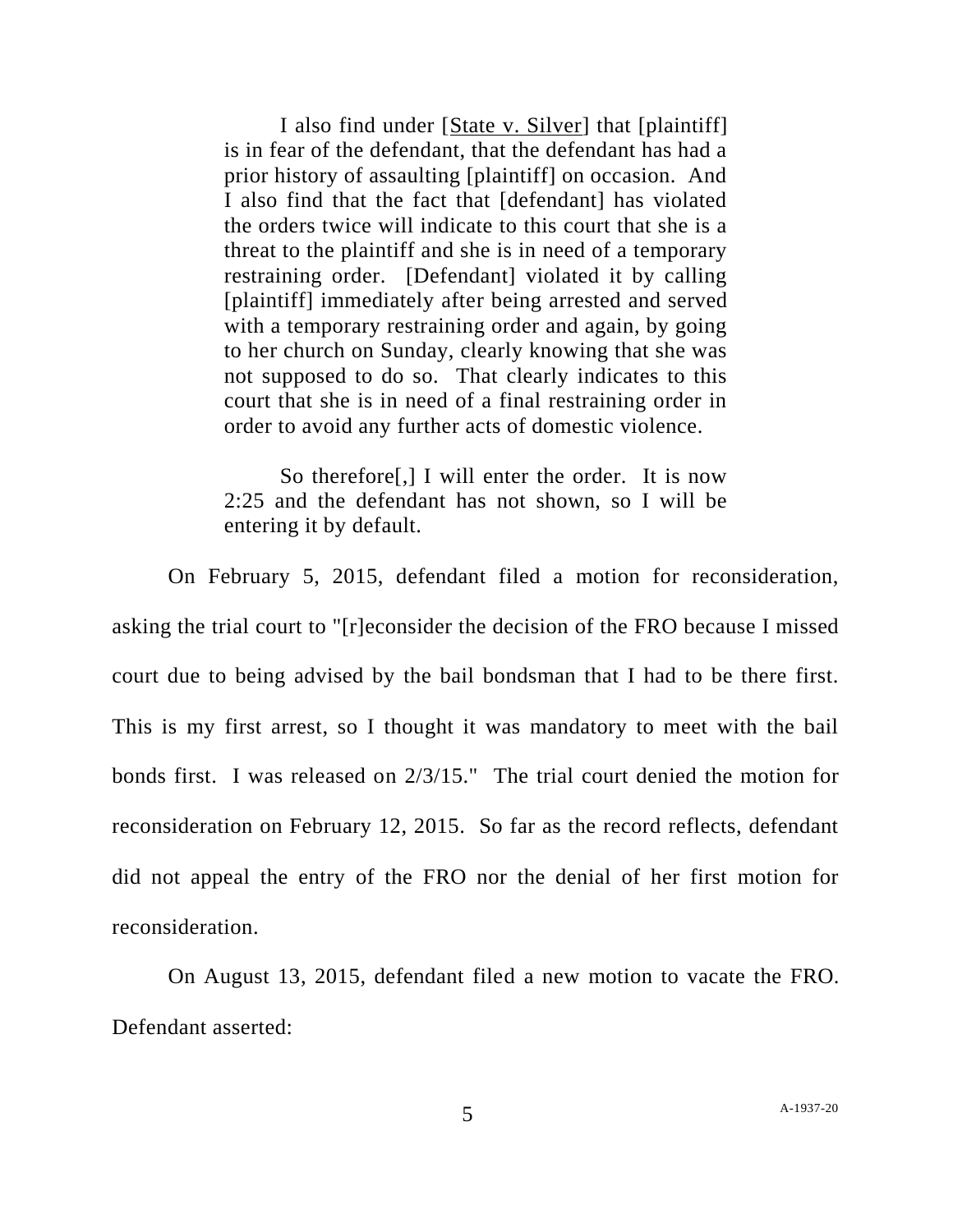> I also find under [State v. Silver] that [plaintiff] is in fear of the defendant, that the defendant has had a prior history of assaulting [plaintiff] on occasion. And I also find that the fact that [defendant] has violated the orders twice will indicate to this court that she is a threat to the plaintiff and she is in need of a temporary restraining order. [Defendant] violated it by calling [plaintiff] immediately after being arrested and served with a temporary restraining order and again, by going to her church on Sunday, clearly knowing that she was not supposed to do so. That clearly indicates to this court that she is in need of a final restraining order in order to avoid any further acts of domestic violence.
>
> So therefore[,] I will enter the order. It is now 2:25 and the defendant has not shown, so I will be entering it by default.

On February 5, 2015, defendant filed a motion for reconsideration, asking the trial court to "[r]econsider the decision of the FRO because I missed court due to being advised by the bail bondsman that I had to be there first. This is my first arrest, so I thought it was mandatory to meet with the bail bonds first. I was released on 2/3/15." The trial court denied the motion for reconsideration on February 12, 2015. So far as the record reflects, defendant did not appeal the entry of the FRO nor the denial of her first motion for reconsideration.

On August 13, 2015, defendant filed a new motion to vacate the FRO. Defendant asserted: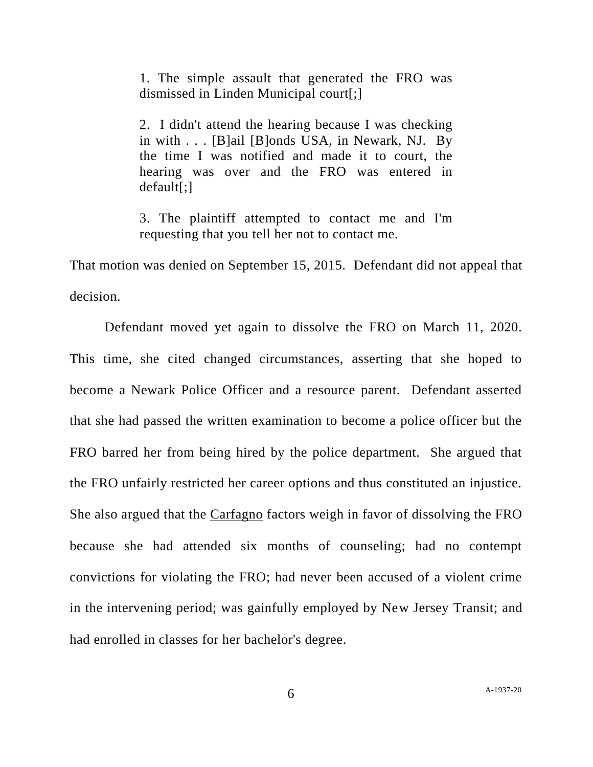> 1. The simple assault that generated the FRO was dismissed in Linden Municipal court[;]
>
> 2. I didn't attend the hearing because I was checking in with . . . [B]ail [B]onds USA, in Newark, NJ. By the time I was notified and made it to court, the hearing was over and the FRO was entered in default[;]
>
> 3. The plaintiff attempted to contact me and I'm requesting that you tell her not to contact me.

That motion was denied on September 15, 2015. Defendant did not appeal that decision.

Defendant moved yet again to dissolve the FRO on March 11, 2020. This time, she cited changed circumstances, asserting that she hoped to become a Newark Police Officer and a resource parent. Defendant asserted that she had passed the written examination to become a police officer but the FRO barred her from being hired by the police department. She argued that the FRO unfairly restricted her career options and thus constituted an injustice. She also argued that the Carfagno factors weigh in favor of dissolving the FRO because she had attended six months of counseling; had no contempt convictions for violating the FRO; had never been accused of a violent crime in the intervening period; was gainfully employed by New Jersey Transit; and had enrolled in classes for her bachelor's degree.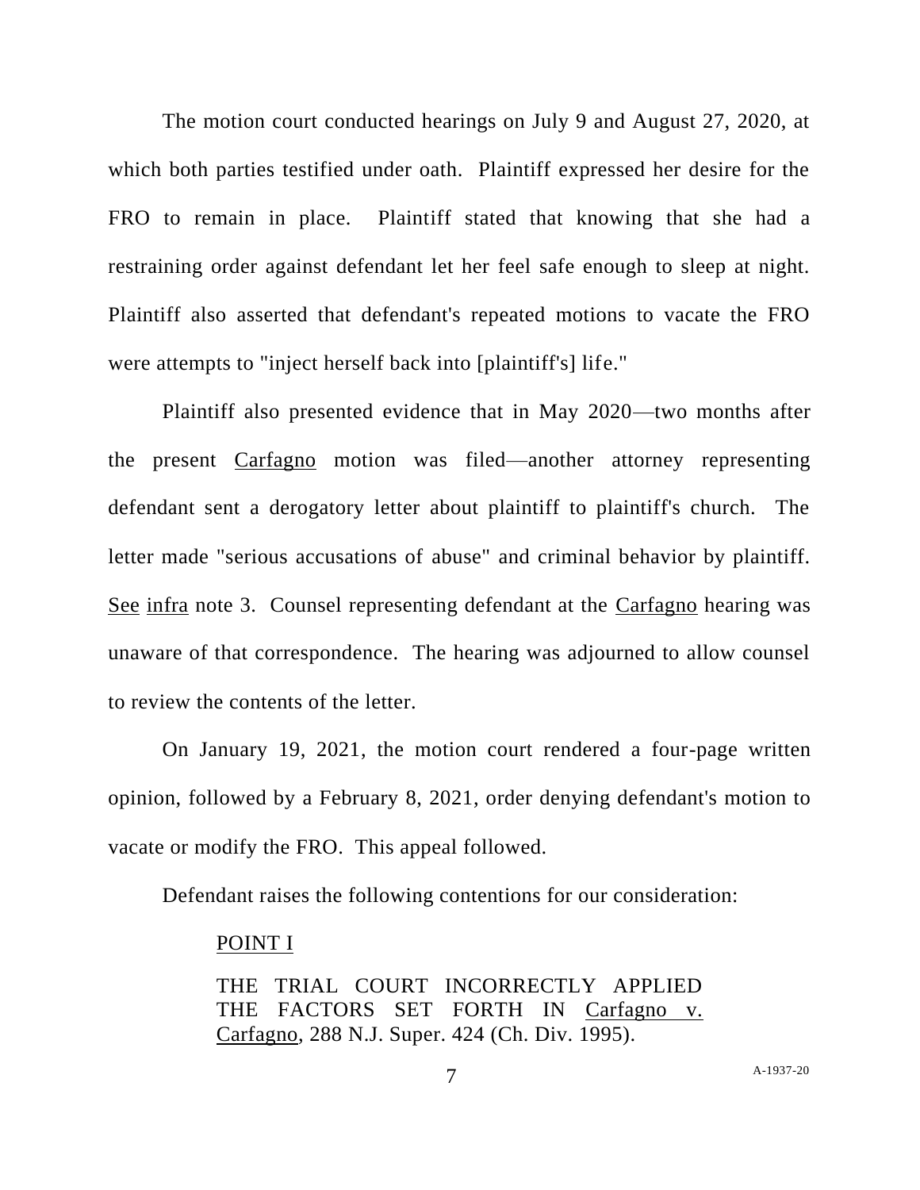The motion court conducted hearings on July 9 and August 27, 2020, at which both parties testified under oath. Plaintiff expressed her desire for the FRO to remain in place. Plaintiff stated that knowing that she had a restraining order against defendant let her feel safe enough to sleep at night. Plaintiff also asserted that defendant's repeated motions to vacate the FRO were attempts to "inject herself back into [plaintiff's] life."

Plaintiff also presented evidence that in May 2020—two months after the present Carfagno motion was filed—another attorney representing defendant sent a derogatory letter about plaintiff to plaintiff's church. The letter made "serious accusations of abuse" and criminal behavior by plaintiff. See infra note 3. Counsel representing defendant at the Carfagno hearing was unaware of that correspondence. The hearing was adjourned to allow counsel to review the contents of the letter.

On January 19, 2021, the motion court rendered a four-page written opinion, followed by a February 8, 2021, order denying defendant's motion to vacate or modify the FRO. This appeal followed.

Defendant raises the following contentions for our consideration:

> POINT I
>
> THE TRIAL COURT INCORRECTLY APPLIED THE FACTORS SET FORTH IN Carfagno v. Carfagno, 288 N.J. Super. 424 (Ch. Div. 1995).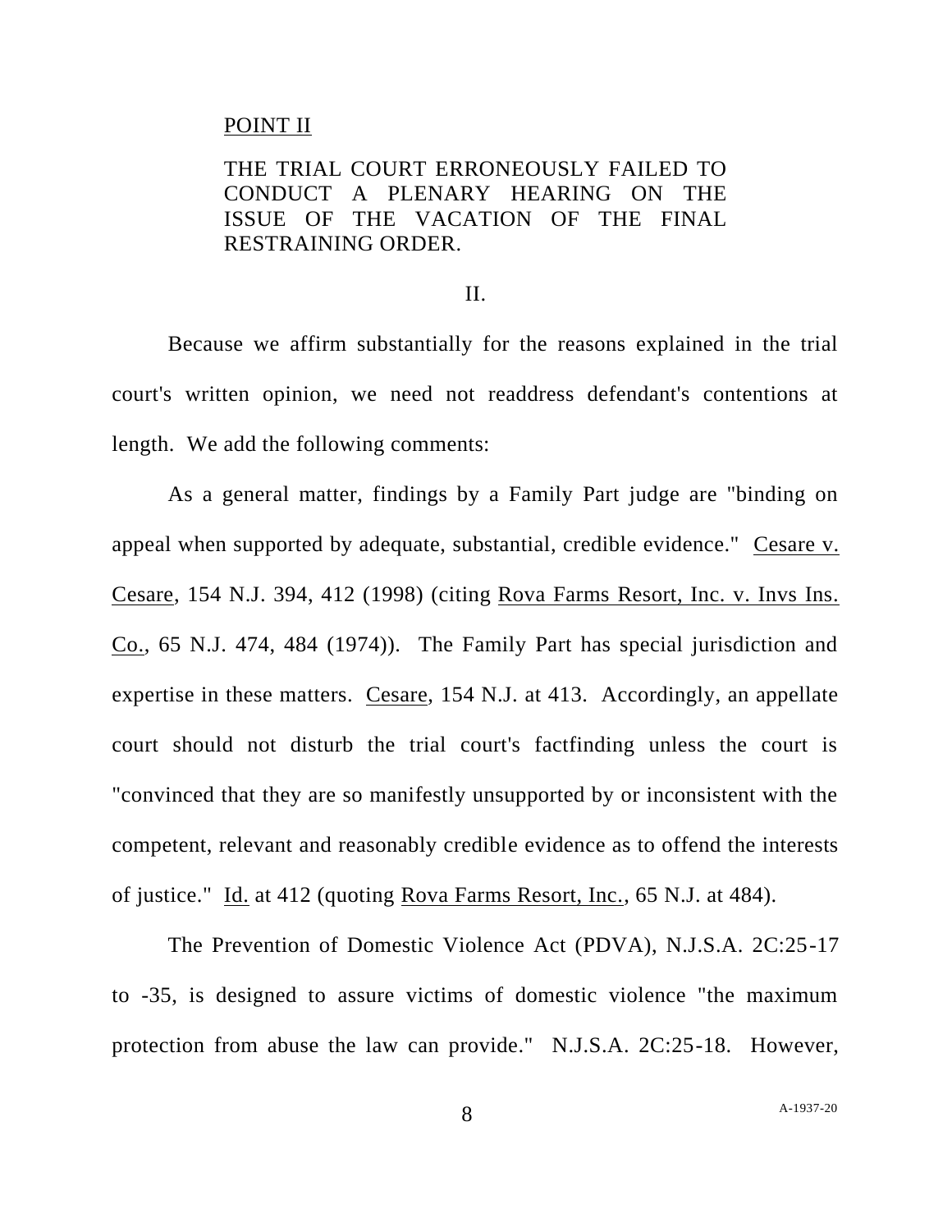POINT II

THE TRIAL COURT ERRONEOUSLY FAILED TO CONDUCT A PLENARY HEARING ON THE ISSUE OF THE VACATION OF THE FINAL RESTRAINING ORDER.

II.

Because we affirm substantially for the reasons explained in the trial court's written opinion, we need not readdress defendant's contentions at length. We add the following comments:

As a general matter, findings by a Family Part judge are "binding on appeal when supported by adequate, substantial, credible evidence." Cesare v. Cesare, 154 N.J. 394, 412 (1998) (citing Rova Farms Resort, Inc. v. Invs Ins. Co., 65 N.J. 474, 484 (1974)). The Family Part has special jurisdiction and expertise in these matters. Cesare, 154 N.J. at 413. Accordingly, an appellate court should not disturb the trial court's factfinding unless the court is "convinced that they are so manifestly unsupported by or inconsistent with the competent, relevant and reasonably credible evidence as to offend the interests of justice." Id. at 412 (quoting Rova Farms Resort, Inc., 65 N.J. at 484).

The Prevention of Domestic Violence Act (PDVA), N.J.S.A. 2C:25-17 to -35, is designed to assure victims of domestic violence "the maximum protection from abuse the law can provide." N.J.S.A. 2C:25-18. However,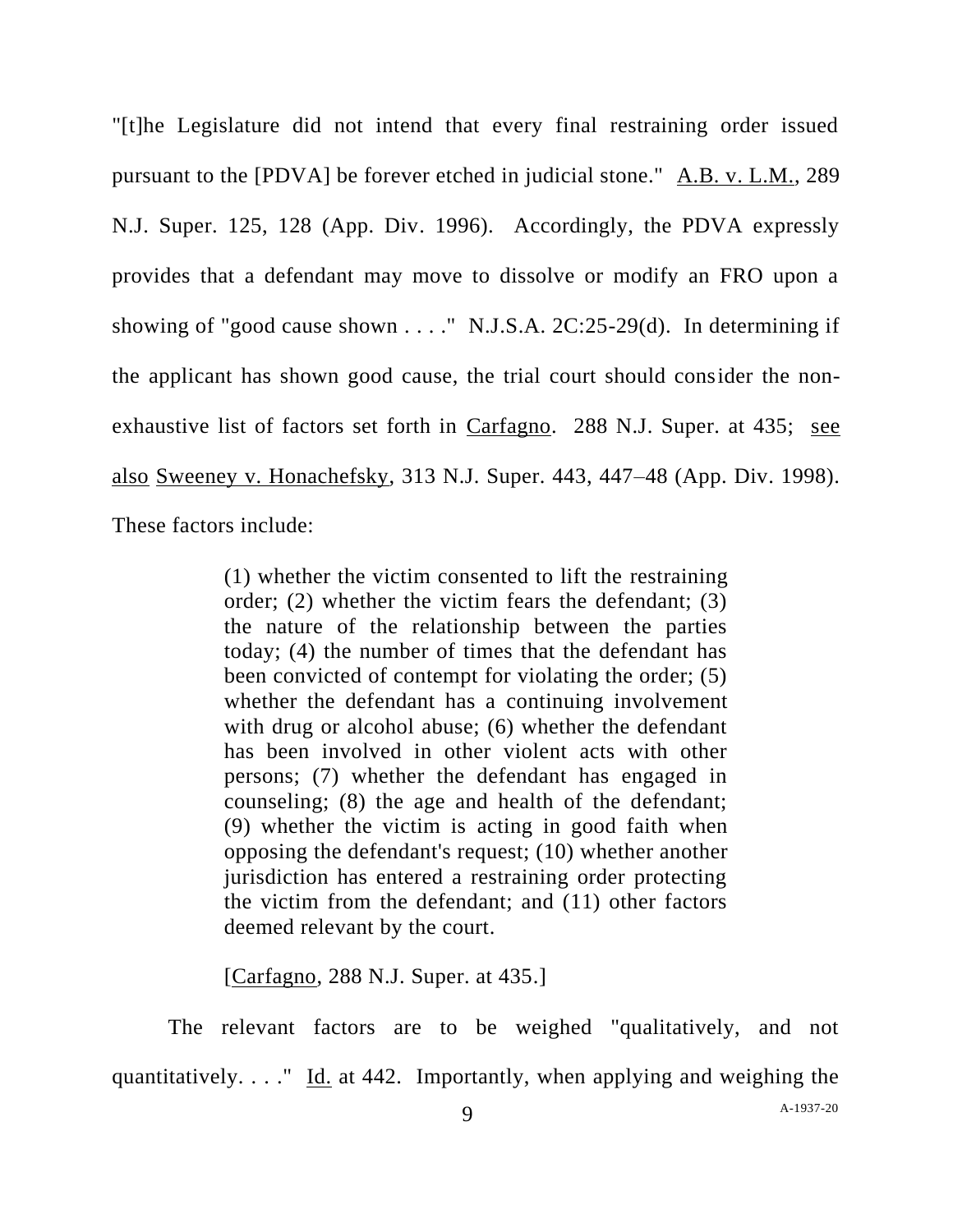"[t]he Legislature did not intend that every final restraining order issued pursuant to the [PDVA] be forever etched in judicial stone." A.B. v. L.M., 289 N.J. Super. 125, 128 (App. Div. 1996). Accordingly, the PDVA expressly provides that a defendant may move to dissolve or modify an FRO upon a showing of "good cause shown . . . ." N.J.S.A. 2C:25-29(d). In determining if the applicant has shown good cause, the trial court should consider the non-exhaustive list of factors set forth in Carfagno. 288 N.J. Super. at 435; see also Sweeney v. Honachefsky, 313 N.J. Super. 443, 447–48 (App. Div. 1998). These factors include:

> (1) whether the victim consented to lift the restraining order; (2) whether the victim fears the defendant; (3) the nature of the relationship between the parties today; (4) the number of times that the defendant has been convicted of contempt for violating the order; (5) whether the defendant has a continuing involvement with drug or alcohol abuse; (6) whether the defendant has been involved in other violent acts with other persons; (7) whether the defendant has engaged in counseling; (8) the age and health of the defendant; (9) whether the victim is acting in good faith when opposing the defendant's request; (10) whether another jurisdiction has entered a restraining order protecting the victim from the defendant; and (11) other factors deemed relevant by the court.
>
> [Carfagno, 288 N.J. Super. at 435.]

The relevant factors are to be weighed "qualitatively, and not quantitatively. . . ." Id. at 442. Importantly, when applying and weighing the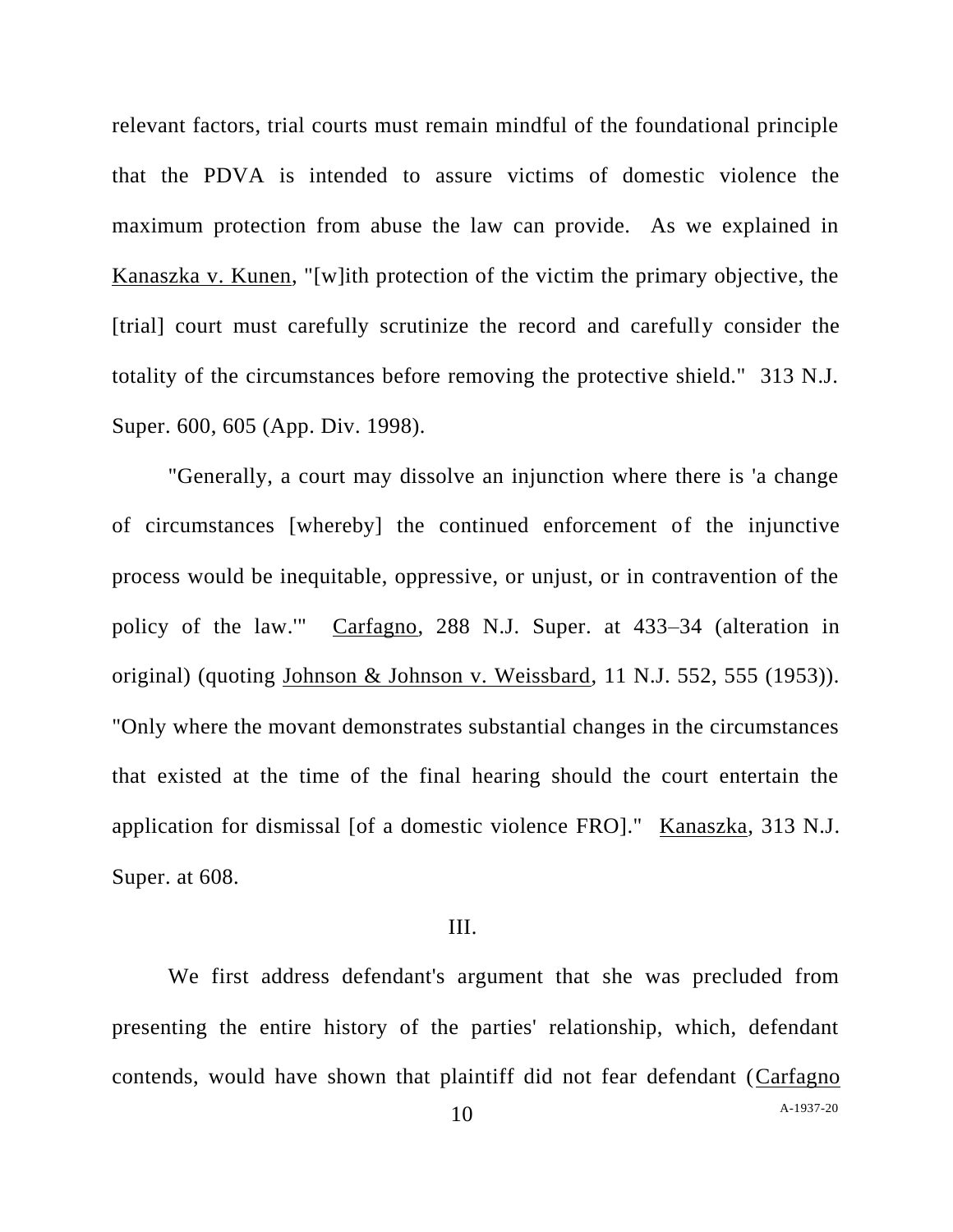relevant factors, trial courts must remain mindful of the foundational principle that the PDVA is intended to assure victims of domestic violence the maximum protection from abuse the law can provide. As we explained in Kanaszka v. Kunen, "[w]ith protection of the victim the primary objective, the [trial] court must carefully scrutinize the record and carefully consider the totality of the circumstances before removing the protective shield." 313 N.J. Super. 600, 605 (App. Div. 1998).

"Generally, a court may dissolve an injunction where there is 'a change of circumstances [whereby] the continued enforcement of the injunctive process would be inequitable, oppressive, or unjust, or in contravention of the policy of the law.'" Carfagno, 288 N.J. Super. at 433–34 (alteration in original) (quoting Johnson & Johnson v. Weissbard, 11 N.J. 552, 555 (1953)). "Only where the movant demonstrates substantial changes in the circumstances that existed at the time of the final hearing should the court entertain the application for dismissal [of a domestic violence FRO]." Kanaszka, 313 N.J. Super. at 608.

## III.

We first address defendant's argument that she was precluded from presenting the entire history of the parties' relationship, which, defendant contends, would have shown that plaintiff did not fear defendant (Carfagno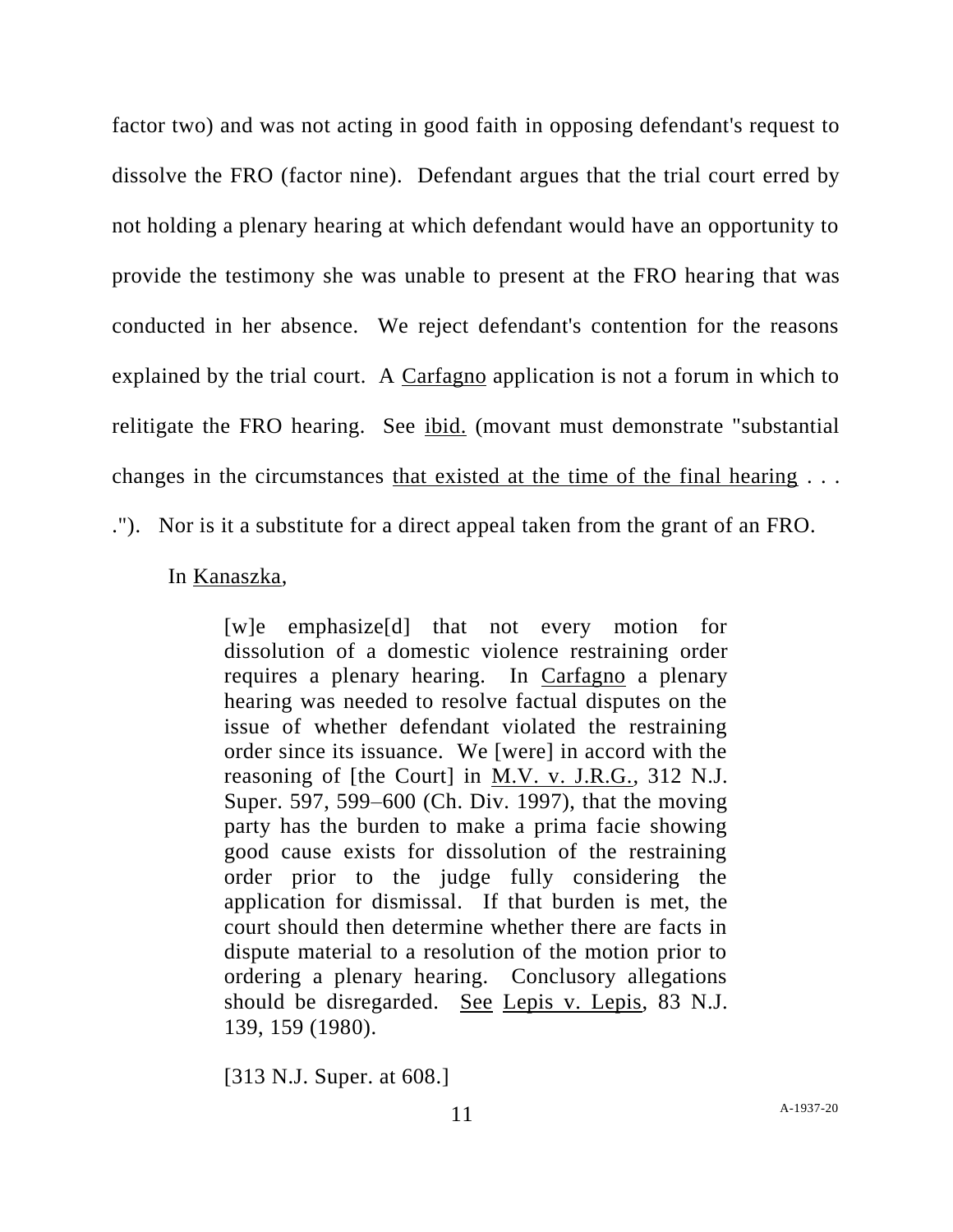factor two) and was not acting in good faith in opposing defendant's request to dissolve the FRO (factor nine). Defendant argues that the trial court erred by not holding a plenary hearing at which defendant would have an opportunity to provide the testimony she was unable to present at the FRO hearing that was conducted in her absence. We reject defendant's contention for the reasons explained by the trial court. A Carfagno application is not a forum in which to relitigate the FRO hearing. See ibid. (movant must demonstrate "substantial changes in the circumstances that existed at the time of the final hearing . . . ."). Nor is it a substitute for a direct appeal taken from the grant of an FRO.

In Kanaszka,

> [w]e emphasize[d] that not every motion for dissolution of a domestic violence restraining order requires a plenary hearing. In Carfagno a plenary hearing was needed to resolve factual disputes on the issue of whether defendant violated the restraining order since its issuance. We [were] in accord with the reasoning of [the Court] in M.V. v. J.R.G., 312 N.J. Super. 597, 599–600 (Ch. Div. 1997), that the moving party has the burden to make a prima facie showing good cause exists for dissolution of the restraining order prior to the judge fully considering the application for dismissal. If that burden is met, the court should then determine whether there are facts in dispute material to a resolution of the motion prior to ordering a plenary hearing. Conclusory allegations should be disregarded. See Lepis v. Lepis, 83 N.J. 139, 159 (1980).
>
> [313 N.J. Super. at 608.]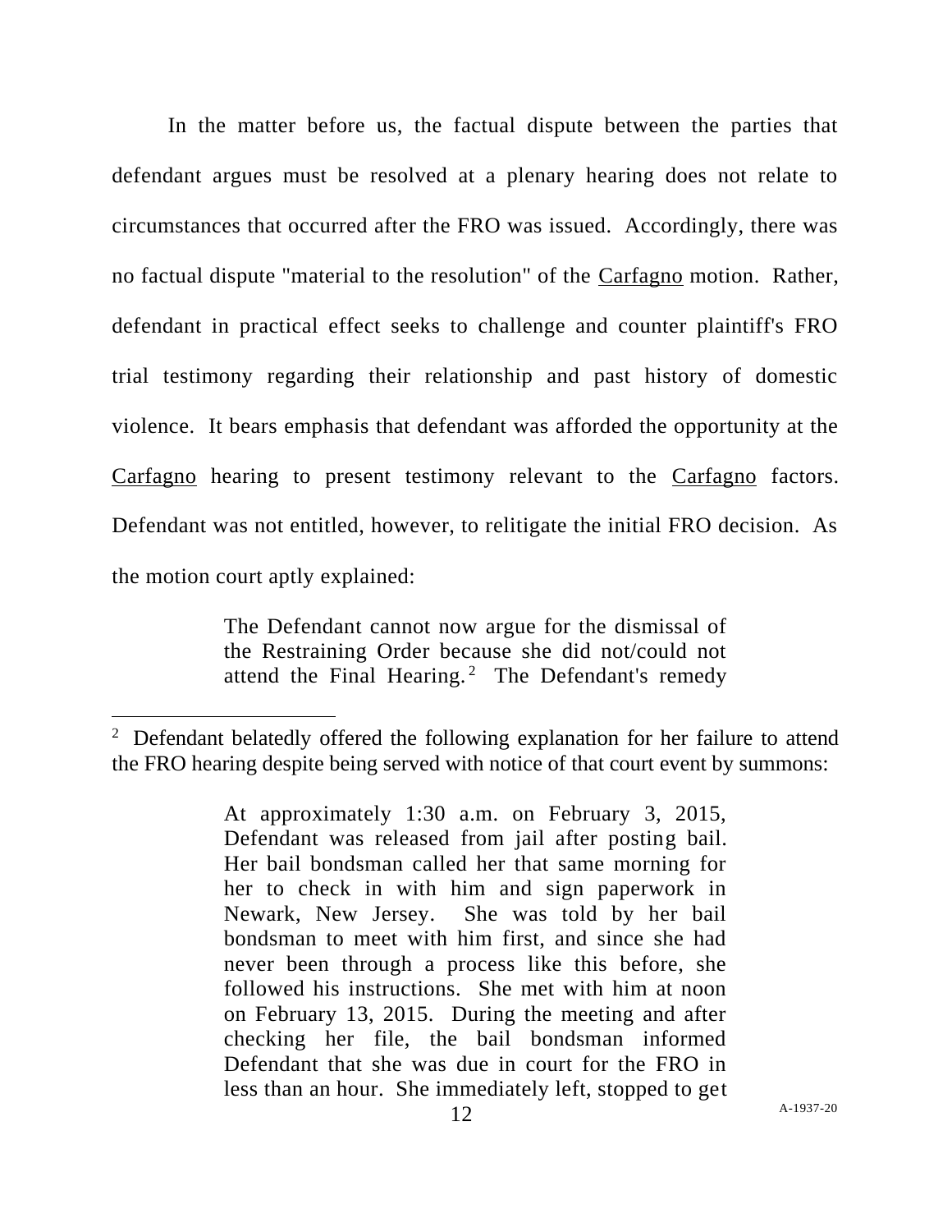In the matter before us, the factual dispute between the parties that defendant argues must be resolved at a plenary hearing does not relate to circumstances that occurred after the FRO was issued. Accordingly, there was no factual dispute "material to the resolution" of the Carfagno motion. Rather, defendant in practical effect seeks to challenge and counter plaintiff's FRO trial testimony regarding their relationship and past history of domestic violence. It bears emphasis that defendant was afforded the opportunity at the Carfagno hearing to present testimony relevant to the Carfagno factors. Defendant was not entitled, however, to relitigate the initial FRO decision. As the motion court aptly explained:

> The Defendant cannot now argue for the dismissal of the Restraining Order because she did not/could not attend the Final Hearing.[2] The Defendant's remedy

---

[2] Defendant belatedly offered the following explanation for her failure to attend the FRO hearing despite being served with notice of that court event by summons:

> At approximately 1:30 a.m. on February 3, 2015, Defendant was released from jail after posting bail. Her bail bondsman called her that same morning for her to check in with him and sign paperwork in Newark, New Jersey. She was told by her bail bondsman to meet with him first, and since she had never been through a process like this before, she followed his instructions. She met with him at noon on February 13, 2015. During the meeting and after checking her file, the bail bondsman informed Defendant that she was due in court for the FRO in less than an hour. She immediately left, stopped to get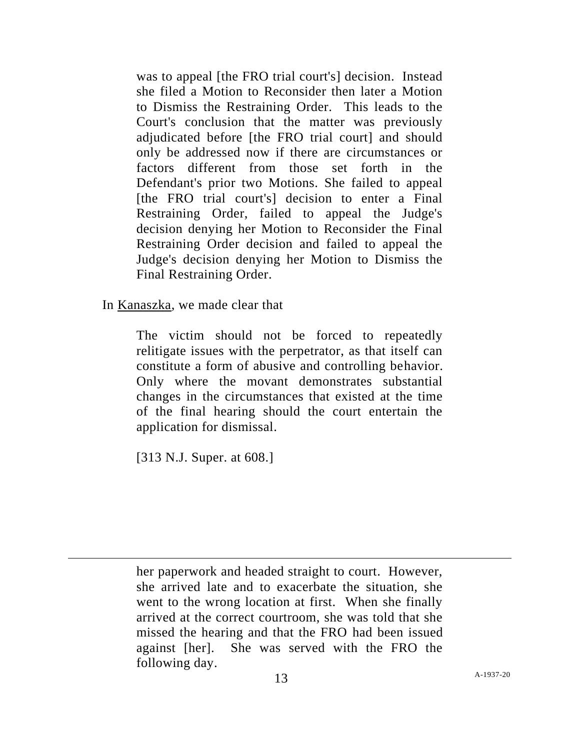> was to appeal [the FRO trial court's] decision. Instead she filed a Motion to Reconsider then later a Motion to Dismiss the Restraining Order. This leads to the Court's conclusion that the matter was previously adjudicated before [the FRO trial court] and should only be addressed now if there are circumstances or factors different from those set forth in the Defendant's prior two Motions. She failed to appeal [the FRO trial court's] decision to enter a Final Restraining Order, failed to appeal the Judge's decision denying her Motion to Reconsider the Final Restraining Order decision and failed to appeal the Judge's decision denying her Motion to Dismiss the Final Restraining Order.

In Kanaszka, we made clear that

> The victim should not be forced to repeatedly relitigate issues with the perpetrator, as that itself can constitute a form of abusive and controlling behavior. Only where the movant demonstrates substantial changes in the circumstances that existed at the time of the final hearing should the court entertain the application for dismissal.
>
> [313 N.J. Super. at 608.]

---

> her paperwork and headed straight to court. However, she arrived late and to exacerbate the situation, she went to the wrong location at first. When she finally arrived at the correct courtroom, she was told that she missed the hearing and that the FRO had been issued against [her]. She was served with the FRO the following day.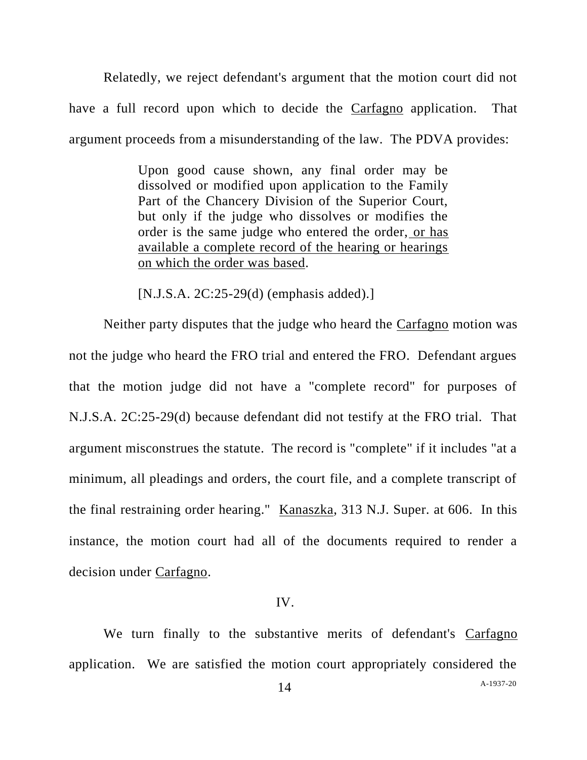Relatedly, we reject defendant's argument that the motion court did not have a full record upon which to decide the Carfagno application. That argument proceeds from a misunderstanding of the law. The PDVA provides:

> Upon good cause shown, any final order may be dissolved or modified upon application to the Family Part of the Chancery Division of the Superior Court, but only if the judge who dissolves or modifies the order is the same judge who entered the order, or has available a complete record of the hearing or hearings on which the order was based.
>
> [N.J.S.A. 2C:25-29(d) (emphasis added).]

Neither party disputes that the judge who heard the Carfagno motion was not the judge who heard the FRO trial and entered the FRO. Defendant argues that the motion judge did not have a "complete record" for purposes of N.J.S.A. 2C:25-29(d) because defendant did not testify at the FRO trial. That argument misconstrues the statute. The record is "complete" if it includes "at a minimum, all pleadings and orders, the court file, and a complete transcript of the final restraining order hearing." Kanaszka, 313 N.J. Super. at 606. In this instance, the motion court had all of the documents required to render a decision under Carfagno.

## IV.

We turn finally to the substantive merits of defendant's Carfagno application. We are satisfied the motion court appropriately considered the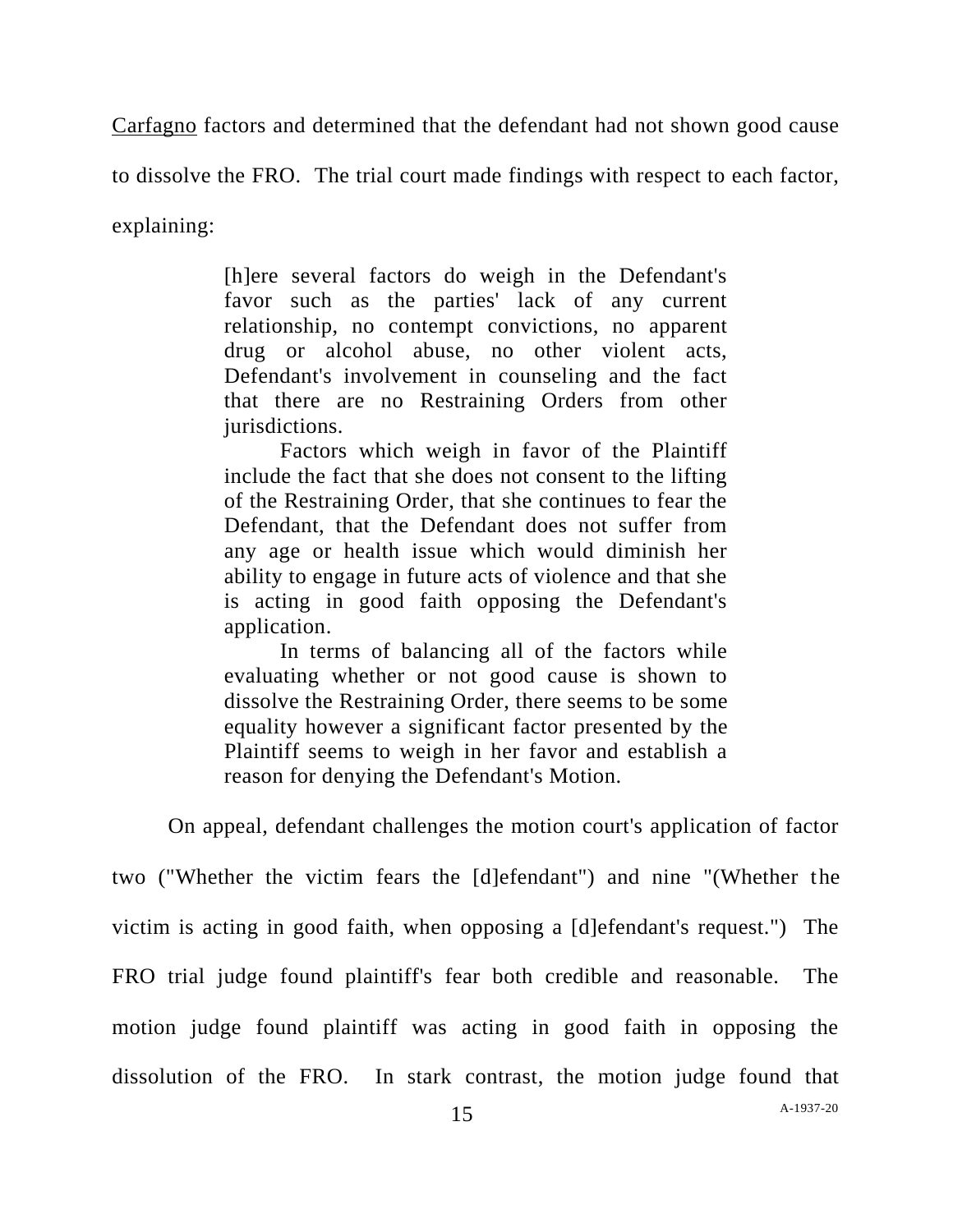Carfagno factors and determined that the defendant had not shown good cause to dissolve the FRO. The trial court made findings with respect to each factor, explaining:

> [h]ere several factors do weigh in the Defendant's favor such as the parties' lack of any current relationship, no contempt convictions, no apparent drug or alcohol abuse, no other violent acts, Defendant's involvement in counseling and the fact that there are no Restraining Orders from other jurisdictions.
>
> Factors which weigh in favor of the Plaintiff include the fact that she does not consent to the lifting of the Restraining Order, that she continues to fear the Defendant, that the Defendant does not suffer from any age or health issue which would diminish her ability to engage in future acts of violence and that she is acting in good faith opposing the Defendant's application.
>
> In terms of balancing all of the factors while evaluating whether or not good cause is shown to dissolve the Restraining Order, there seems to be some equality however a significant factor presented by the Plaintiff seems to weigh in her favor and establish a reason for denying the Defendant's Motion.

On appeal, defendant challenges the motion court's application of factor two ("Whether the victim fears the [d]efendant") and nine "(Whether the victim is acting in good faith, when opposing a [d]efendant's request.") The FRO trial judge found plaintiff's fear both credible and reasonable. The motion judge found plaintiff was acting in good faith in opposing the dissolution of the FRO. In stark contrast, the motion judge found that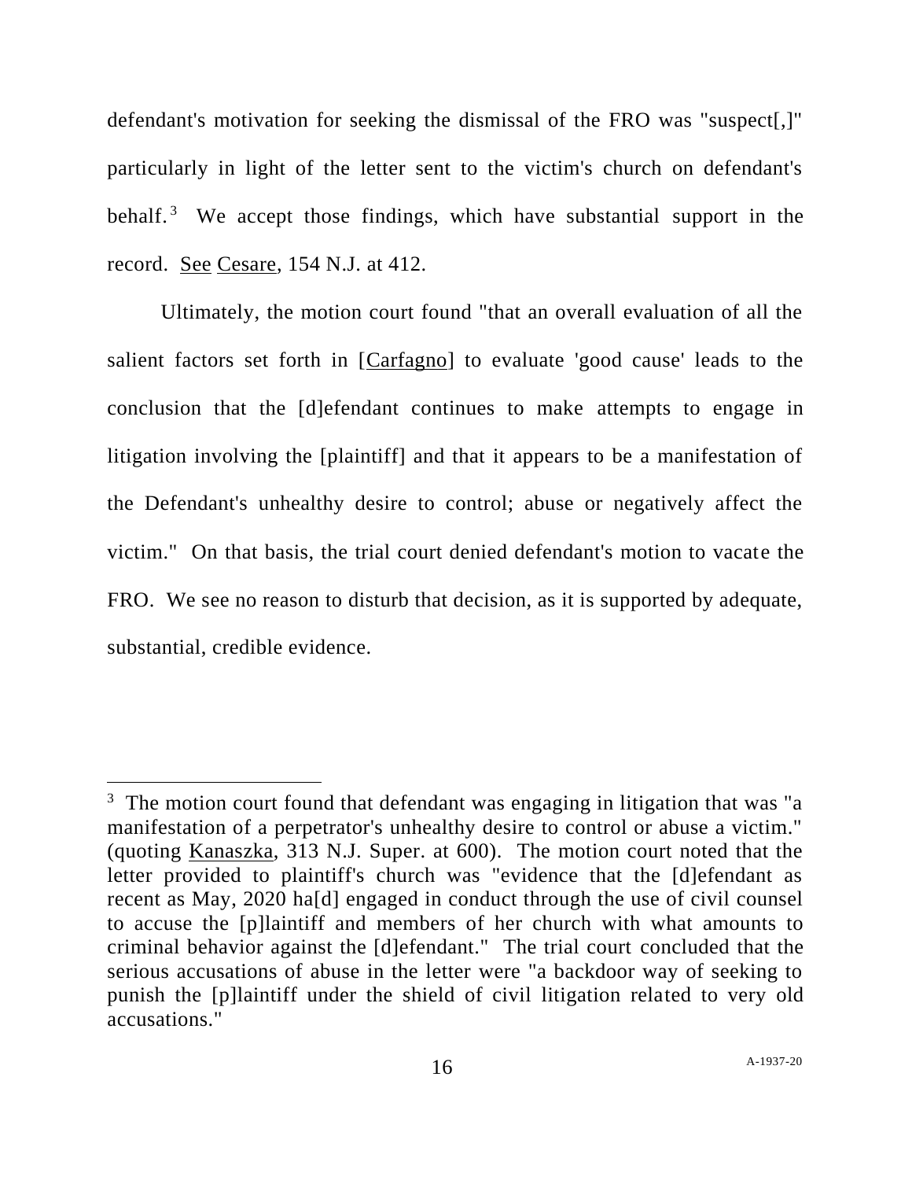defendant's motivation for seeking the dismissal of the FRO was "suspect[,]" particularly in light of the letter sent to the victim's church on defendant's behalf.[3] We accept those findings, which have substantial support in the record. See Cesare, 154 N.J. at 412.

Ultimately, the motion court found "that an overall evaluation of all the salient factors set forth in [Carfagno] to evaluate 'good cause' leads to the conclusion that the [d]efendant continues to make attempts to engage in litigation involving the [plaintiff] and that it appears to be a manifestation of the Defendant's unhealthy desire to control; abuse or negatively affect the victim." On that basis, the trial court denied defendant's motion to vacate the FRO. We see no reason to disturb that decision, as it is supported by adequate, substantial, credible evidence.

---

[3] The motion court found that defendant was engaging in litigation that was "a manifestation of a perpetrator's unhealthy desire to control or abuse a victim." (quoting Kanaszka, 313 N.J. Super. at 600). The motion court noted that the letter provided to plaintiff's church was "evidence that the [d]efendant as recent as May, 2020 ha[d] engaged in conduct through the use of civil counsel to accuse the [p]laintiff and members of her church with what amounts to criminal behavior against the [d]efendant." The trial court concluded that the serious accusations of abuse in the letter were "a backdoor way of seeking to punish the [p]laintiff under the shield of civil litigation related to very old accusations."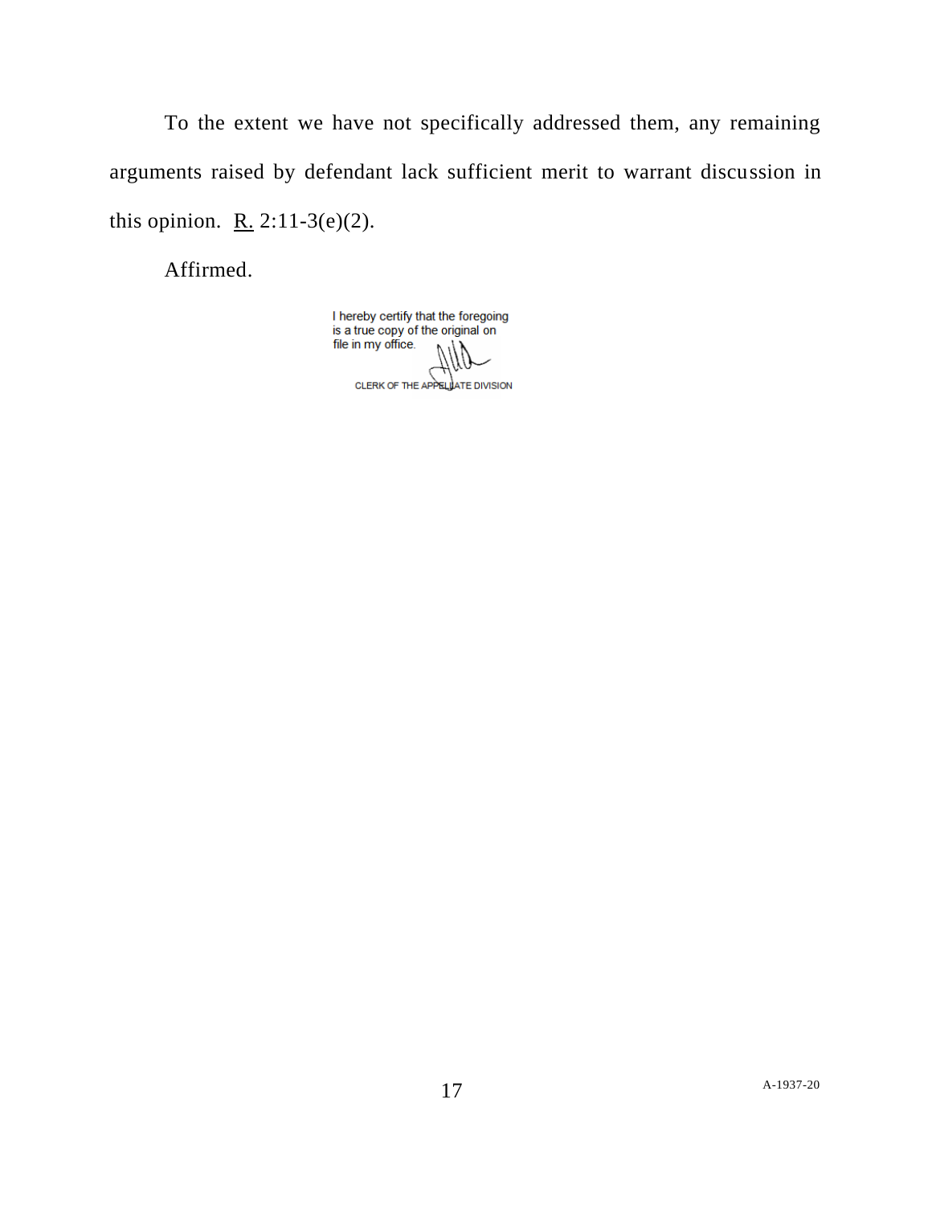To the extent we have not specifically addressed them, any remaining arguments raised by defendant lack sufficient merit to warrant discussion in this opinion. R. 2:11-3(e)(2).

Affirmed.

I hereby certify that the foregoing is a true copy of the original on file in my office.

CLERK OF THE APPELLATE DIVISION